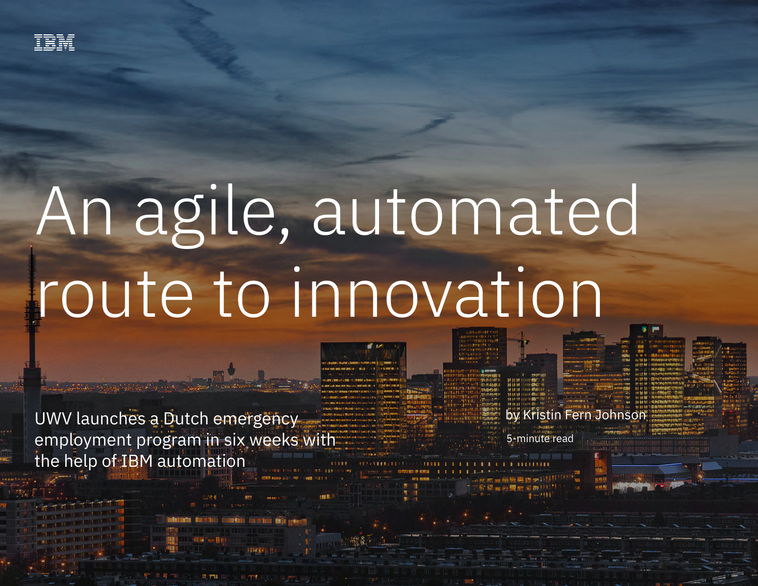IBM

# An agile, automated route to innovation

UWV launches a Dutch emergency employment program in six weeks with the help of IBM automation

by Kristin Fern Johnson

5-minute read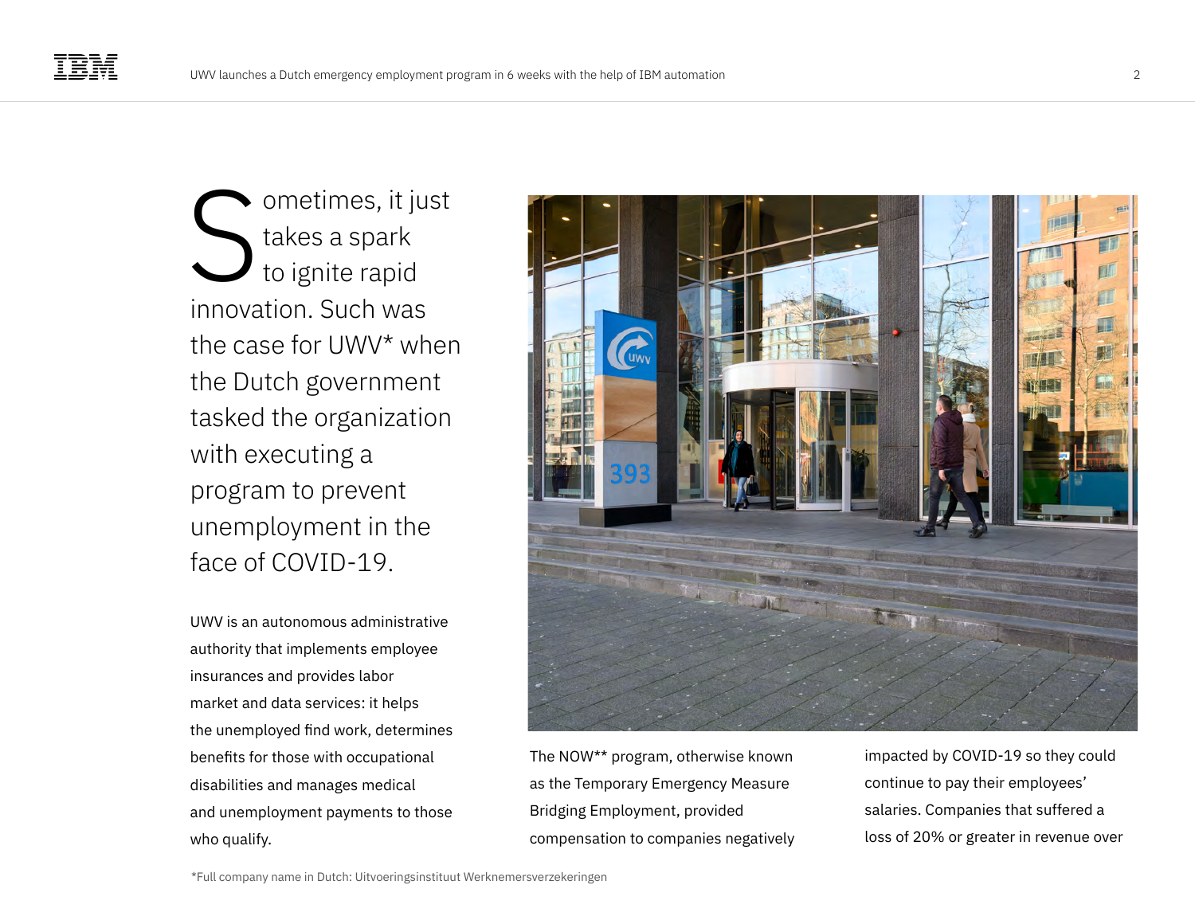Sometimes, it just takes a spark to ignite rapid innovation. Such was the case for UWV* when the Dutch government tasked the organization with executing a program to prevent unemployment in the face of COVID-19.

UWV is an autonomous administrative authority that implements employee insurances and provides labor market and data services: it helps the unemployed find work, determines benefits for those with occupational disabilities and manages medical and unemployment payments to those who qualify.

The NOW** program, otherwise known as the Temporary Emergency Measure Bridging Employment, provided compensation to companies negatively impacted by COVID-19 so they could continue to pay their employees' salaries. Companies that suffered a loss of 20% or greater in revenue over

*Full company name in Dutch: Uitvoeringsinstituut Werknemersverzekeringen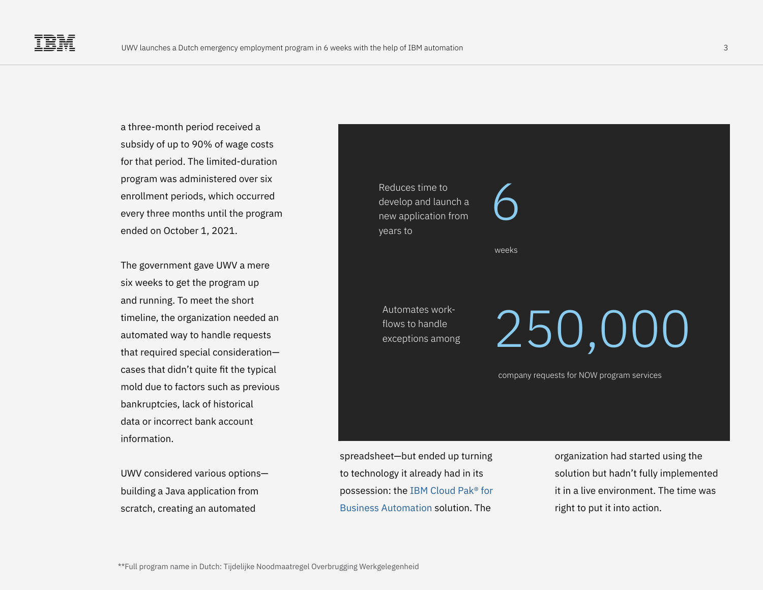a three-month period received a subsidy of up to 90% of wage costs for that period. The limited-duration program was administered over six enrollment periods, which occurred every three months until the program ended on October 1, 2021.

The government gave UWV a mere six weeks to get the program up and running. To meet the short timeline, the organization needed an automated way to handle requests that required special consideration—cases that didn't quite fit the typical mold due to factors such as previous bankruptcies, lack of historical data or incorrect bank account information.

Reduces time to develop and launch a new application from years to **6** weeks

Automates work-flows to handle exceptions among **250,000** company requests for NOW program services

UWV considered various options—building a Java application from scratch, creating an automated spreadsheet—but ended up turning to technology it already had in its possession: the IBM Cloud Pak® for Business Automation solution. The organization had started using the solution but hadn't fully implemented it in a live environment. The time was right to put it into action.

**Full program name in Dutch: Tijdelijke Noodmaatregel Overbrugging Werkgelegenheid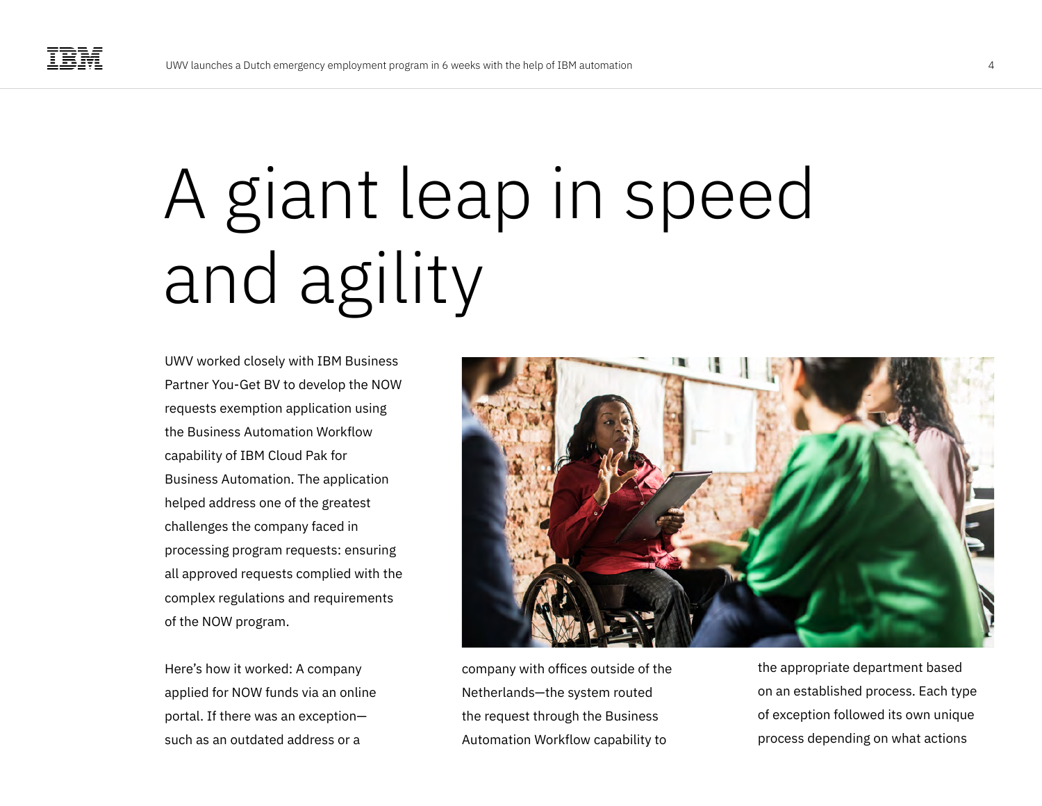# A giant leap in speed and agility

UWV worked closely with IBM Business Partner You-Get BV to develop the NOW requests exemption application using the Business Automation Workflow capability of IBM Cloud Pak for Business Automation. The application helped address one of the greatest challenges the company faced in processing program requests: ensuring all approved requests complied with the complex regulations and requirements of the NOW program.

Here's how it worked: A company applied for NOW funds via an online portal. If there was an exception—such as an outdated address or a company with offices outside of the Netherlands—the system routed the request through the Business Automation Workflow capability to the appropriate department based on an established process. Each type of exception followed its own unique process depending on what actions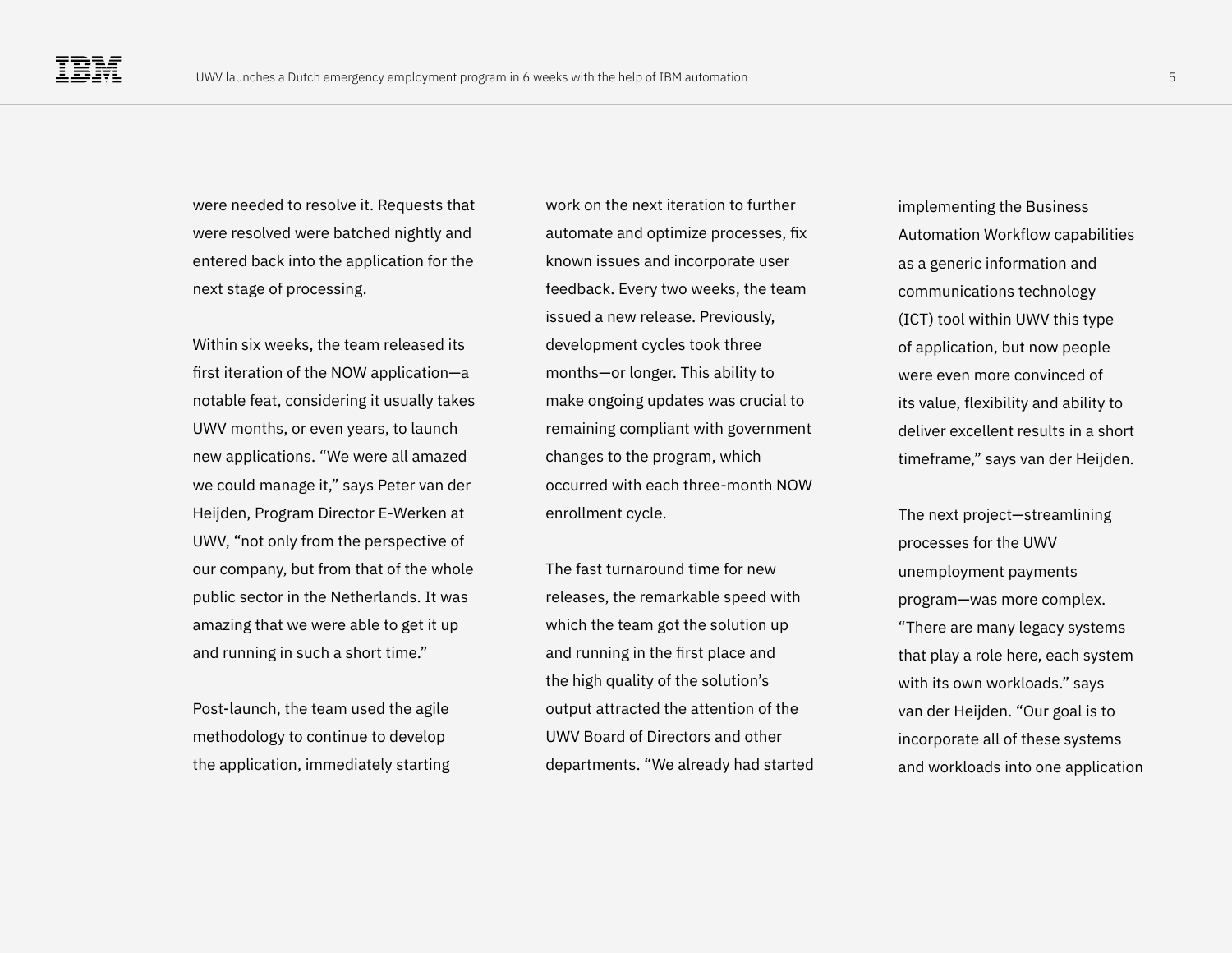were needed to resolve it. Requests that were resolved were batched nightly and entered back into the application for the next stage of processing.

Within six weeks, the team released its first iteration of the NOW application—a notable feat, considering it usually takes UWV months, or even years, to launch new applications. “We were all amazed we could manage it,” says Peter van der Heijden, Program Director E-Werken at UWV, “not only from the perspective of our company, but from that of the whole public sector in the Netherlands. It was amazing that we were able to get it up and running in such a short time.”

Post-launch, the team used the agile methodology to continue to develop the application, immediately starting work on the next iteration to further automate and optimize processes, fix known issues and incorporate user feedback. Every two weeks, the team issued a new release. Previously, development cycles took three months—or longer. This ability to make ongoing updates was crucial to remaining compliant with government changes to the program, which occurred with each three-month NOW enrollment cycle.

The fast turnaround time for new releases, the remarkable speed with which the team got the solution up and running in the first place and the high quality of the solution’s output attracted the attention of the UWV Board of Directors and other departments. “We already had started implementing the Business Automation Workflow capabilities as a generic information and communications technology (ICT) tool within UWV this type of application, but now people were even more convinced of its value, flexibility and ability to deliver excellent results in a short timeframe,” says van der Heijden.

The next project—streamlining processes for the UWV unemployment payments program—was more complex. “There are many legacy systems that play a role here, each system with its own workloads.” says van der Heijden. “Our goal is to incorporate all of these systems and workloads into one application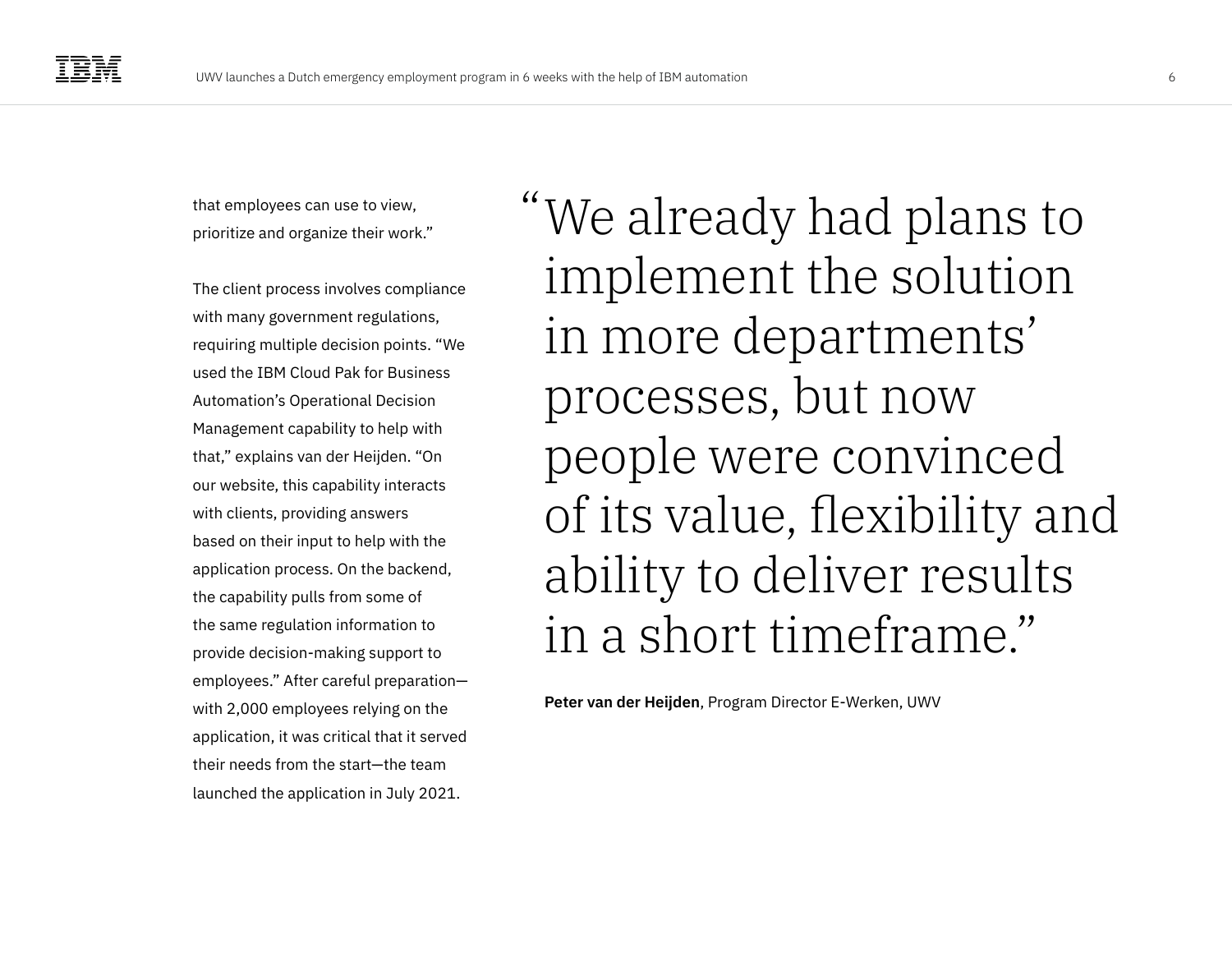that employees can use to view, prioritize and organize their work."

The client process involves compliance with many government regulations, requiring multiple decision points. "We used the IBM Cloud Pak for Business Automation's Operational Decision Management capability to help with that," explains van der Heijden. "On our website, this capability interacts with clients, providing answers based on their input to help with the application process. On the backend, the capability pulls from some of the same regulation information to provide decision-making support to employees." After careful preparation—with 2,000 employees relying on the application, it was critical that it served their needs from the start—the team launched the application in July 2021.

> "We already had plans to implement the solution in more departments' processes, but now people were convinced of its value, flexibility and ability to deliver results in a short timeframe."
>
> **Peter van der Heijden**, Program Director E-Werken, UWV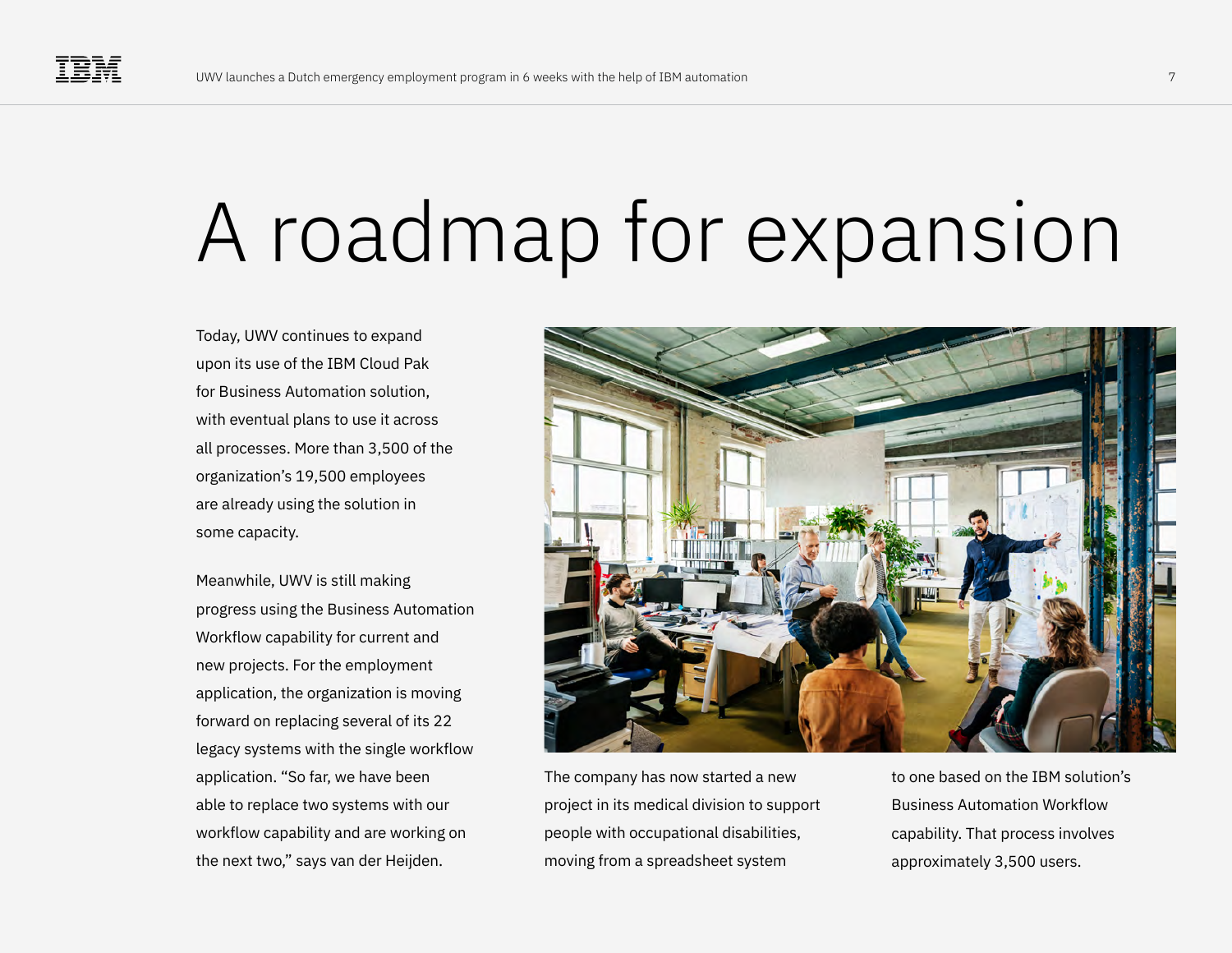# A roadmap for expansion

Today, UWV continues to expand upon its use of the IBM Cloud Pak for Business Automation solution, with eventual plans to use it across all processes. More than 3,500 of the organization's 19,500 employees are already using the solution in some capacity.

Meanwhile, UWV is still making progress using the Business Automation Workflow capability for current and new projects. For the employment application, the organization is moving forward on replacing several of its 22 legacy systems with the single workflow application. "So far, we have been able to replace two systems with our workflow capability and are working on the next two," says van der Heijden.

The company has now started a new project in its medical division to support people with occupational disabilities, moving from a spreadsheet system to one based on the IBM solution's Business Automation Workflow capability. That process involves approximately 3,500 users.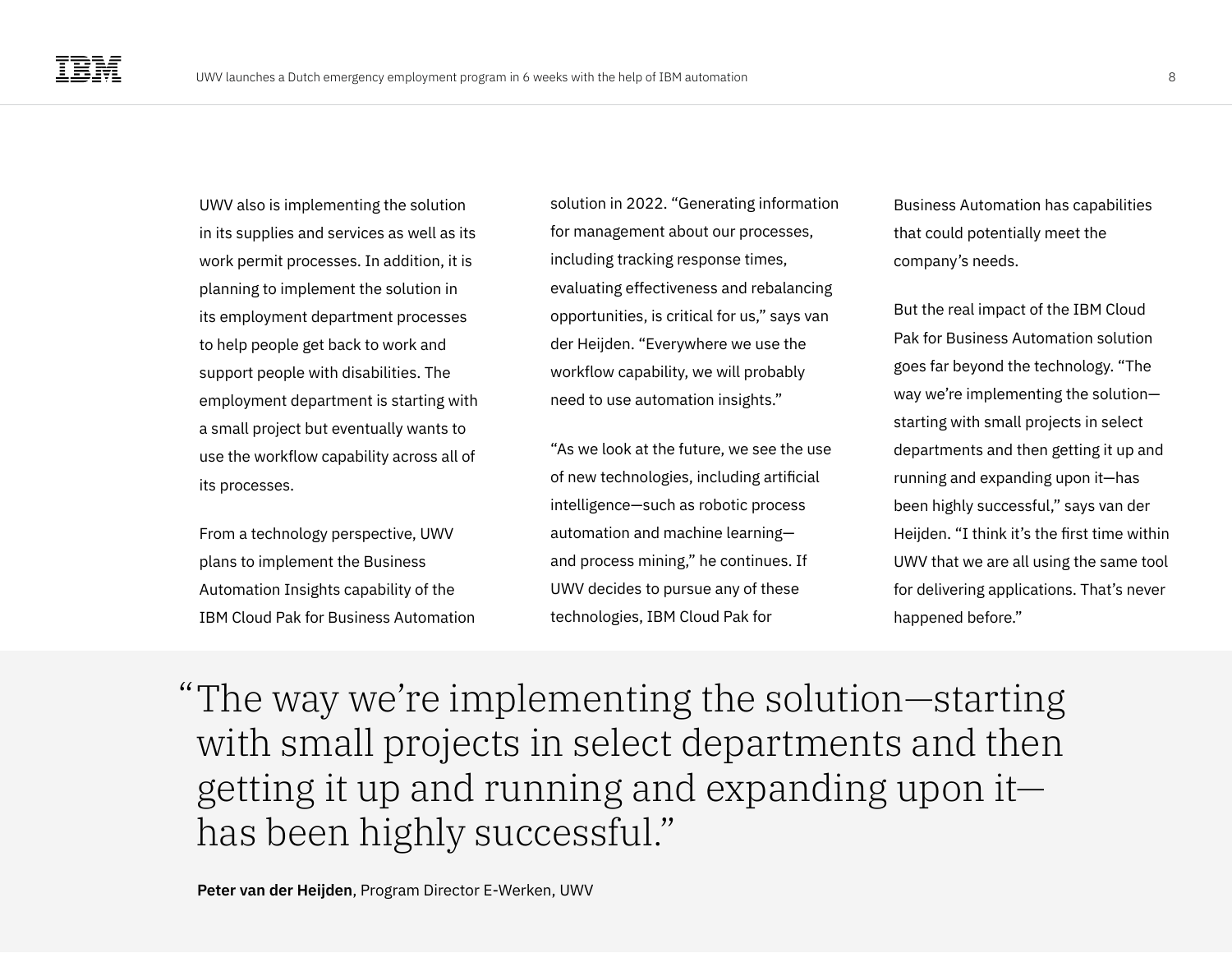UWV also is implementing the solution in its supplies and services as well as its work permit processes. In addition, it is planning to implement the solution in its employment department processes to help people get back to work and support people with disabilities. The employment department is starting with a small project but eventually wants to use the workflow capability across all of its processes.

From a technology perspective, UWV plans to implement the Business Automation Insights capability of the IBM Cloud Pak for Business Automation solution in 2022. "Generating information for management about our processes, including tracking response times, evaluating effectiveness and rebalancing opportunities, is critical for us," says van der Heijden. "Everywhere we use the workflow capability, we will probably need to use automation insights."

"As we look at the future, we see the use of new technologies, including artificial intelligence—such as robotic process automation and machine learning—and process mining," he continues. If UWV decides to pursue any of these technologies, IBM Cloud Pak for Business Automation has capabilities that could potentially meet the company's needs.

But the real impact of the IBM Cloud Pak for Business Automation solution goes far beyond the technology. "The way we're implementing the solution—starting with small projects in select departments and then getting it up and running and expanding upon it—has been highly successful," says van der Heijden. "I think it's the first time within UWV that we are all using the same tool for delivering applications. That's never happened before."

> "The way we're implementing the solution—starting with small projects in select departments and then getting it up and running and expanding upon it—has been highly successful."
>
> **Peter van der Heijden**, Program Director E-Werken, UWV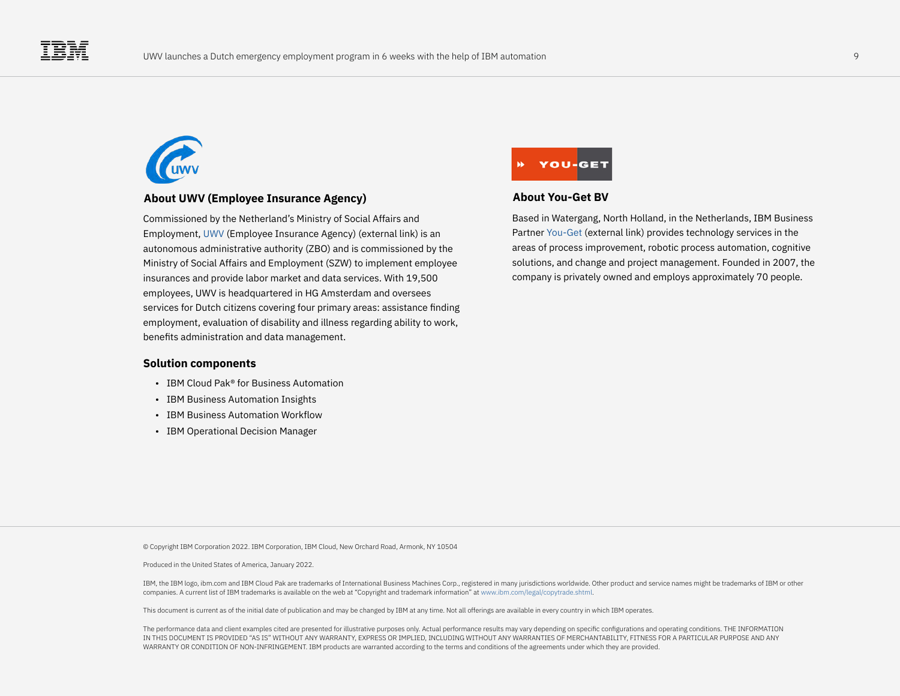## About UWV (Employee Insurance Agency)

Commissioned by the Netherland's Ministry of Social Affairs and Employment, UWV (Employee Insurance Agency) (external link) is an autonomous administrative authority (ZBO) and is commissioned by the Ministry of Social Affairs and Employment (SZW) to implement employee insurances and provide labor market and data services. With 19,500 employees, UWV is headquartered in HG Amsterdam and oversees services for Dutch citizens covering four primary areas: assistance finding employment, evaluation of disability and illness regarding ability to work, benefits administration and data management.

### Solution components

- IBM Cloud Pak® for Business Automation
- IBM Business Automation Insights
- IBM Business Automation Workflow
- IBM Operational Decision Manager

## About You-Get BV

Based in Watergang, North Holland, in the Netherlands, IBM Business Partner You-Get (external link) provides technology services in the areas of process improvement, robotic process automation, cognitive solutions, and change and project management. Founded in 2007, the company is privately owned and employs approximately 70 people.

© Copyright IBM Corporation 2022. IBM Corporation, IBM Cloud, New Orchard Road, Armonk, NY 10504

Produced in the United States of America, January 2022.

IBM, the IBM logo, ibm.com and IBM Cloud Pak are trademarks of International Business Machines Corp., registered in many jurisdictions worldwide. Other product and service names might be trademarks of IBM or other companies. A current list of IBM trademarks is available on the web at "Copyright and trademark information" at www.ibm.com/legal/copytrade.shtml.

This document is current as of the initial date of publication and may be changed by IBM at any time. Not all offerings are available in every country in which IBM operates.

The performance data and client examples cited are presented for illustrative purposes only. Actual performance results may vary depending on specific configurations and operating conditions. THE INFORMATION IN THIS DOCUMENT IS PROVIDED "AS IS" WITHOUT ANY WARRANTY, EXPRESS OR IMPLIED, INCLUDING WITHOUT ANY WARRANTIES OF MERCHANTABILITY, FITNESS FOR A PARTICULAR PURPOSE AND ANY WARRANTY OR CONDITION OF NON-INFRINGEMENT. IBM products are warranted according to the terms and conditions of the agreements under which they are provided.